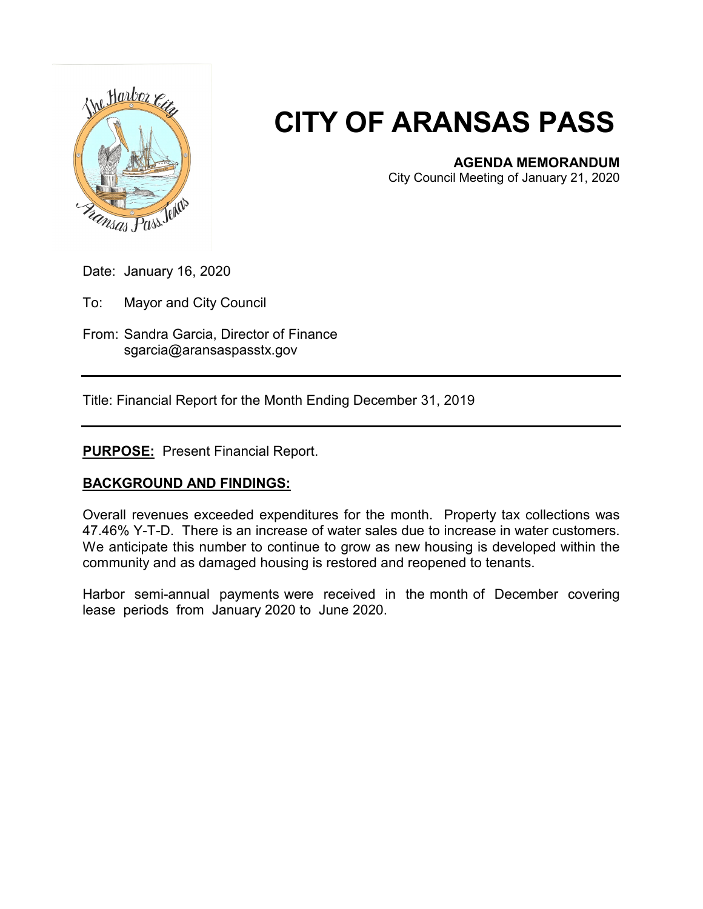# CITY OF ARANSAS PASS

**AGENDA MEMORANDUM**
City Council Meeting of January 21, 2020

Date: January 16, 2020

To: Mayor and City Council

From: Sandra Garcia, Director of Finance
sgarcia@aransaspasstx.gov

---

Title: Financial Report for the Month Ending December 31, 2019

---

**PURPOSE:** Present Financial Report.

**BACKGROUND AND FINDINGS:**

Overall revenues exceeded expenditures for the month. Property tax collections was 47.46% Y-T-D. There is an increase of water sales due to increase in water customers. We anticipate this number to continue to grow as new housing is developed within the community and as damaged housing is restored and reopened to tenants.

Harbor semi-annual payments were received in the month of December covering lease periods from January 2020 to June 2020.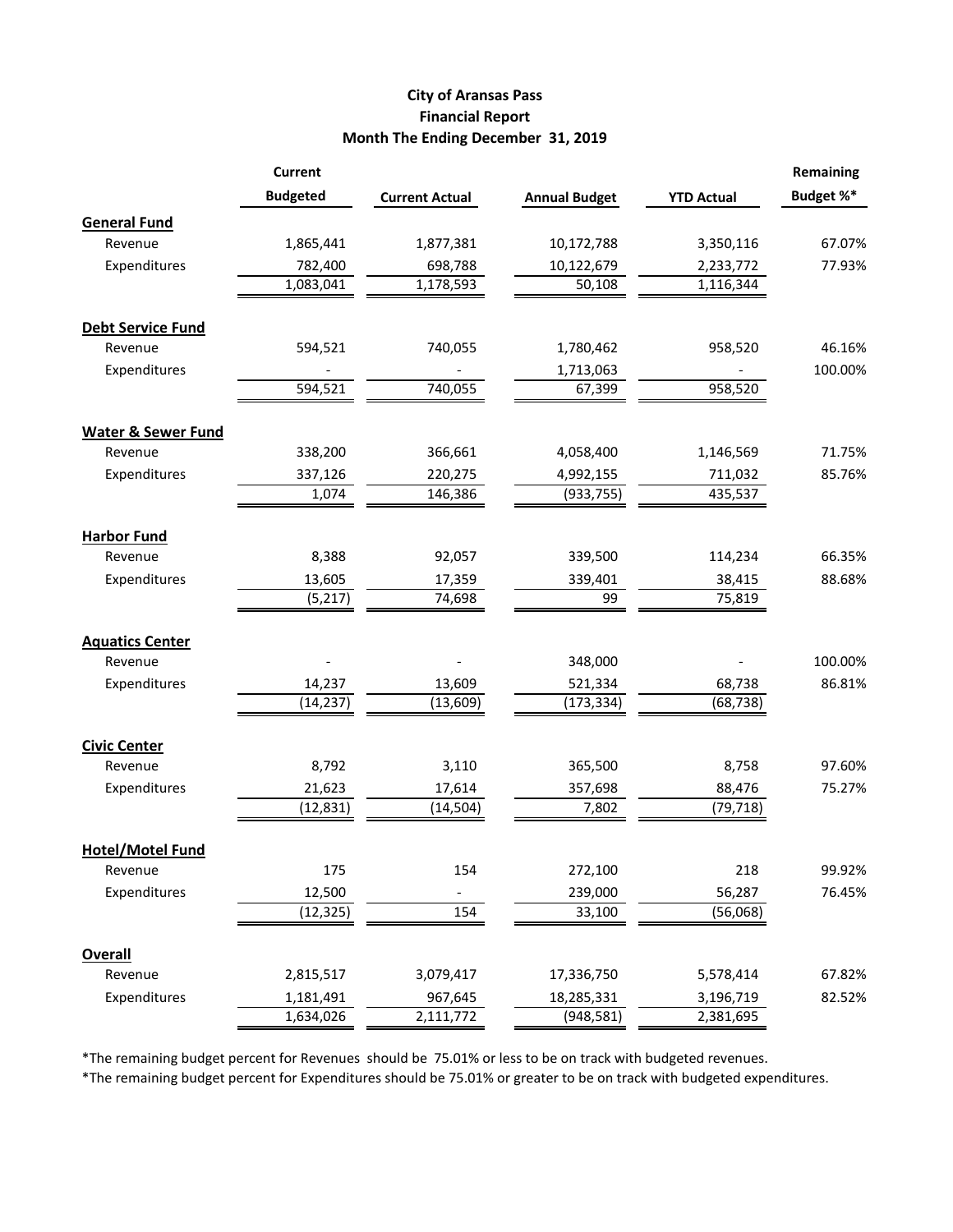# City of Aransas Pass
## Financial Report
### Month The Ending December 31, 2019

| | Current Budgeted | Current Actual | Annual Budget | YTD Actual | Remaining Budget %* |
|---|---|---|---|---|---|
| **General Fund** | | | | | |
| Revenue | 1,865,441 | 1,877,381 | 10,172,788 | 3,350,116 | 67.07% |
| Expenditures | 782,400 | 698,788 | 10,122,679 | 2,233,772 | 77.93% |
| | 1,083,041 | 1,178,593 | 50,108 | 1,116,344 | |
| **Debt Service Fund** | | | | | |
| Revenue | 594,521 | 740,055 | 1,780,462 | 958,520 | 46.16% |
| Expenditures | - | - | 1,713,063 | - | 100.00% |
| | 594,521 | 740,055 | 67,399 | 958,520 | |
| **Water & Sewer Fund** | | | | | |
| Revenue | 338,200 | 366,661 | 4,058,400 | 1,146,569 | 71.75% |
| Expenditures | 337,126 | 220,275 | 4,992,155 | 711,032 | 85.76% |
| | 1,074 | 146,386 | (933,755) | 435,537 | |
| **Harbor Fund** | | | | | |
| Revenue | 8,388 | 92,057 | 339,500 | 114,234 | 66.35% |
| Expenditures | 13,605 | 17,359 | 339,401 | 38,415 | 88.68% |
| | (5,217) | 74,698 | 99 | 75,819 | |
| **Aquatics Center** | | | | | |
| Revenue | - | - | 348,000 | - | 100.00% |
| Expenditures | 14,237 | 13,609 | 521,334 | 68,738 | 86.81% |
| | (14,237) | (13,609) | (173,334) | (68,738) | |
| **Civic Center** | | | | | |
| Revenue | 8,792 | 3,110 | 365,500 | 8,758 | 97.60% |
| Expenditures | 21,623 | 17,614 | 357,698 | 88,476 | 75.27% |
| | (12,831) | (14,504) | 7,802 | (79,718) | |
| **Hotel/Motel Fund** | | | | | |
| Revenue | 175 | 154 | 272,100 | 218 | 99.92% |
| Expenditures | 12,500 | - | 239,000 | 56,287 | 76.45% |
| | (12,325) | 154 | 33,100 | (56,068) | |
| **Overall** | | | | | |
| Revenue | 2,815,517 | 3,079,417 | 17,336,750 | 5,578,414 | 67.82% |
| Expenditures | 1,181,491 | 967,645 | 18,285,331 | 3,196,719 | 82.52% |
| | 1,634,026 | 2,111,772 | (948,581) | 2,381,695 | |

*The remaining budget percent for Revenues should be 75.01% or less to be on track with budgeted revenues.

*The remaining budget percent for Expenditures should be 75.01% or greater to be on track with budgeted expenditures.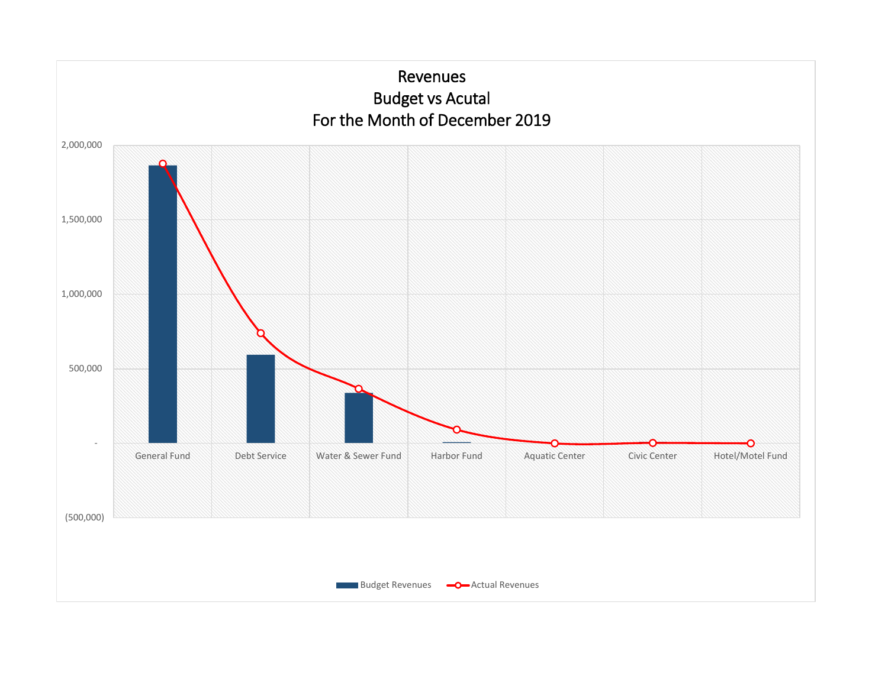# Revenues
## Budget vs Acutal
## For the Month of December 2019

2,000,000

1,500,000

1,000,000

500,000

-

(500,000)

General Fund | Debt Service | Water & Sewer Fund | Harbor Fund | Aquatic Center | Civic Center | Hotel/Motel Fund

Budget Revenues | Actual Revenues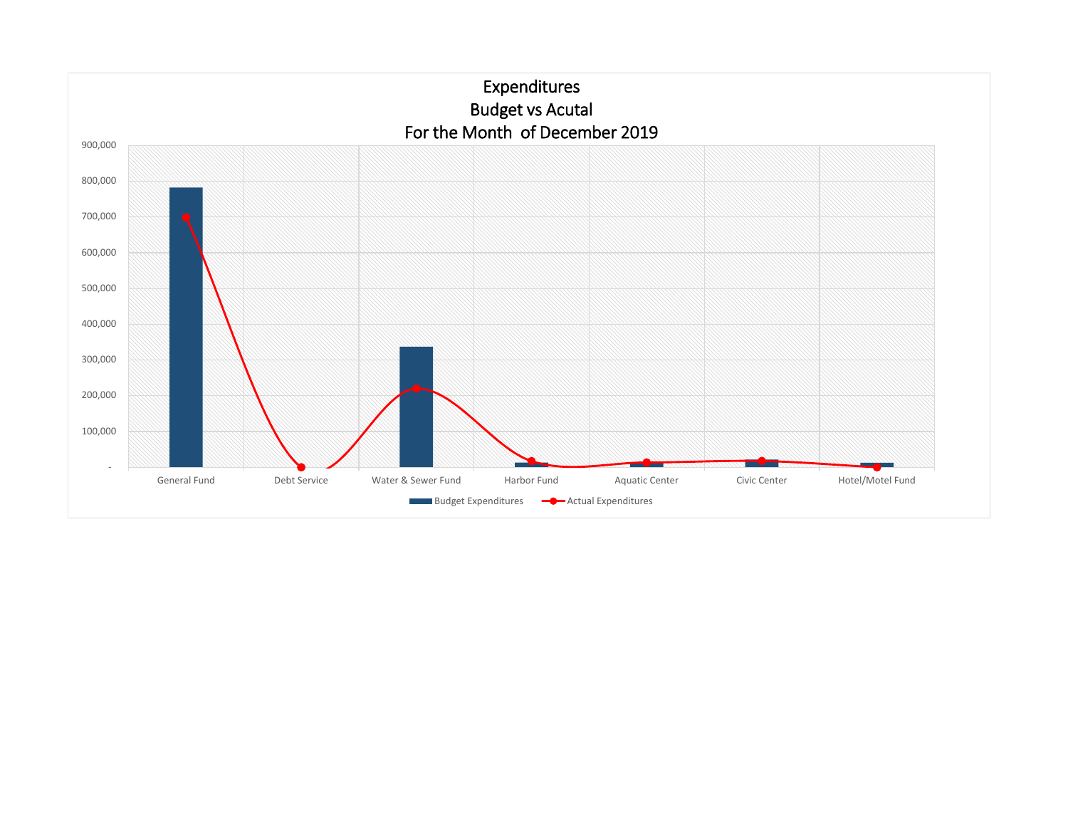# Expenditures
## Budget vs Acutal
## For the Month of December 2019

900,000
800,000
700,000
600,000
500,000
400,000
300,000
200,000
100,000
-

General Fund | Debt Service | Water & Sewer Fund | Harbor Fund | Aquatic Center | Civic Center | Hotel/Motel Fund

Budget Expenditures    Actual Expenditures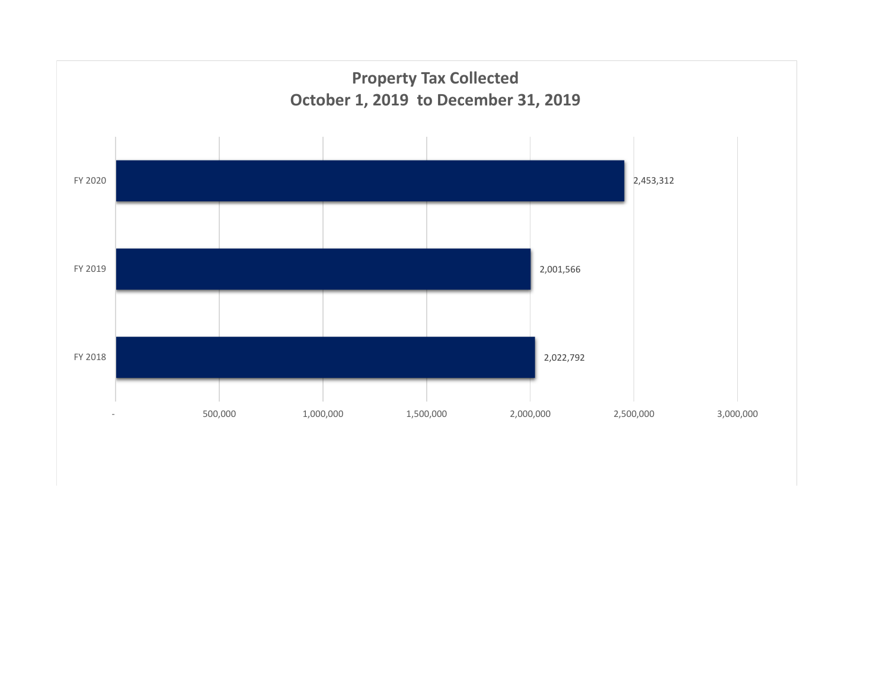## Property Tax Collected
## October 1, 2019 to December 31, 2019

| Fiscal Year | Property Tax Collected |
|---|---|
| FY 2020 | 2,453,312 |
| FY 2019 | 2,001,566 |
| FY 2018 | 2,022,792 |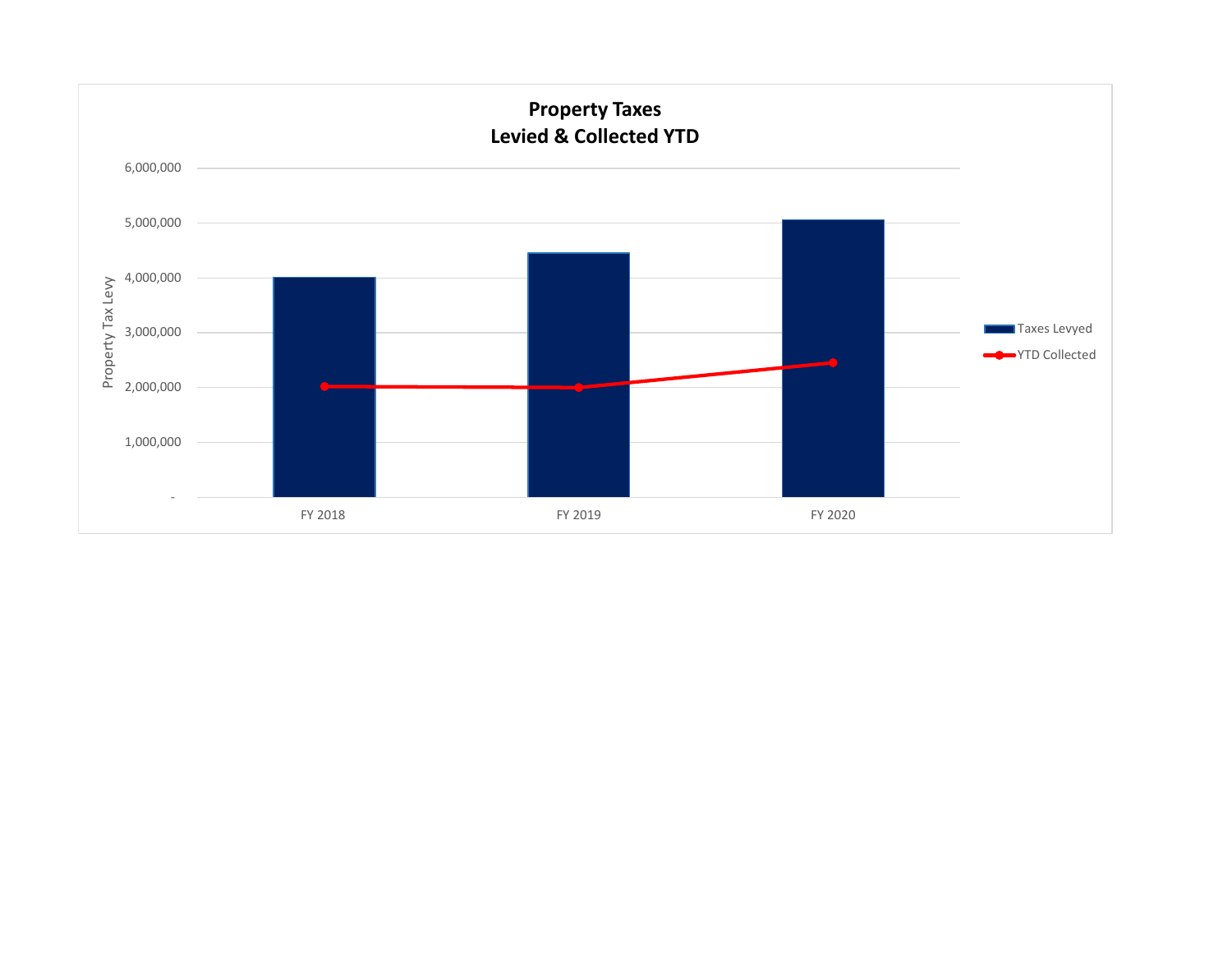## Property Taxes
## Levied & Collected YTD

Property Tax Levy

6,000,000
5,000,000
4,000,000
3,000,000
2,000,000
1,000,000
-

FY 2018 FY 2019 FY 2020

Taxes Levyed
YTD Collected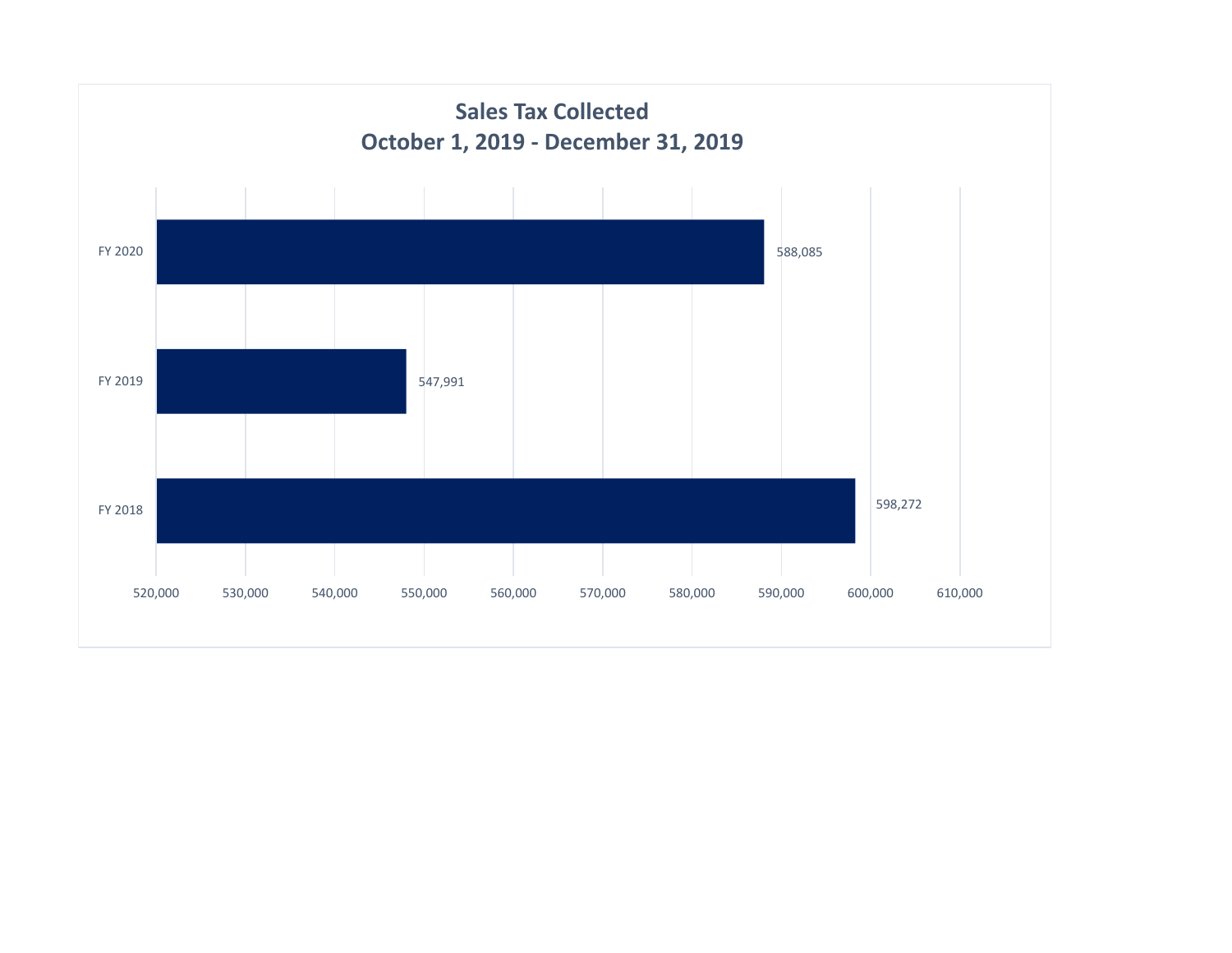# Sales Tax Collected
## October 1, 2019 - December 31, 2019

| Fiscal Year | Sales Tax Collected |
|---|---|
| FY 2020 | 588,085 |
| FY 2019 | 547,991 |
| FY 2018 | 598,272 |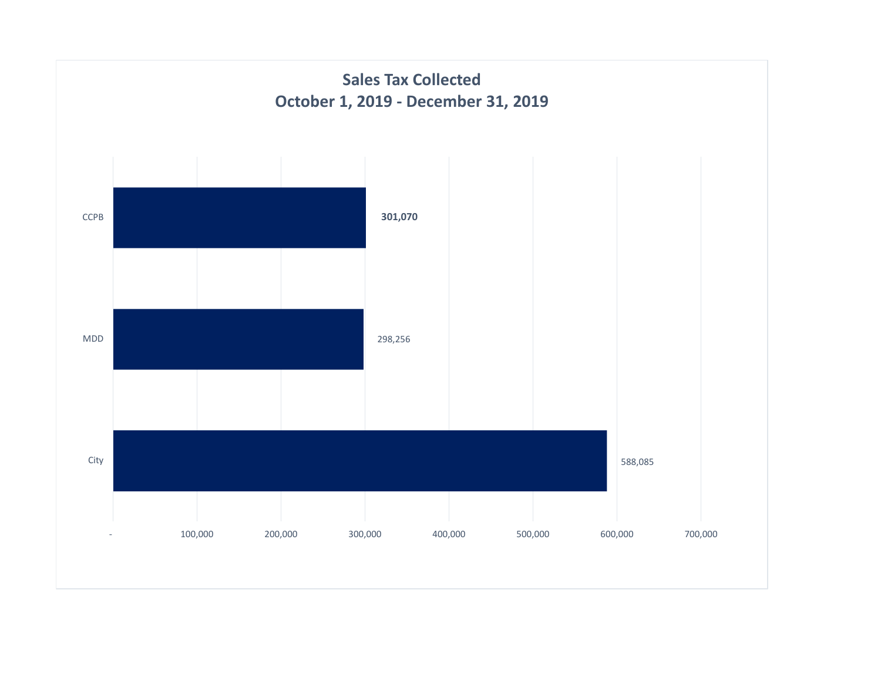## Sales Tax Collected
## October 1, 2019 - December 31, 2019

CCPB

**301,070**

MDD

298,256

City

588,085

-
100,000
200,000
300,000
400,000
500,000
600,000
700,000